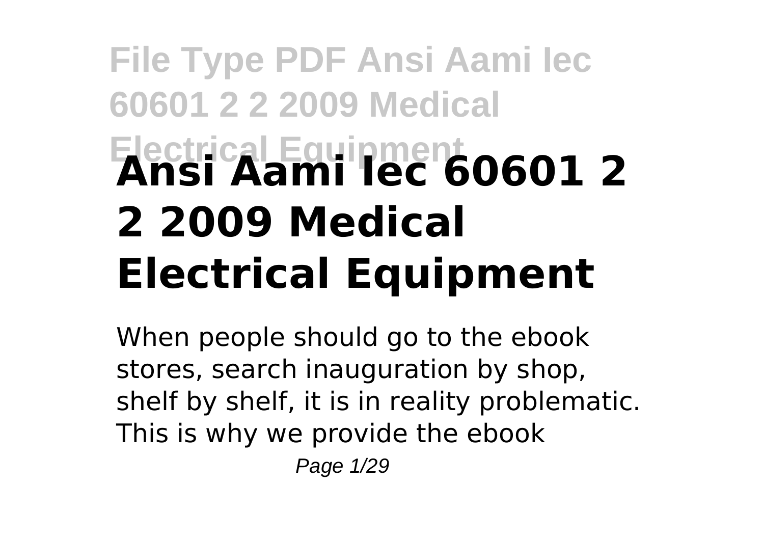# Ansi Aami Iec 60601 2 2 2009 Medical Electrical Equipment

When people should go to the ebook stores, search inauguration by shop, shelf by shelf, it is in reality problematic. This is why we provide the ebook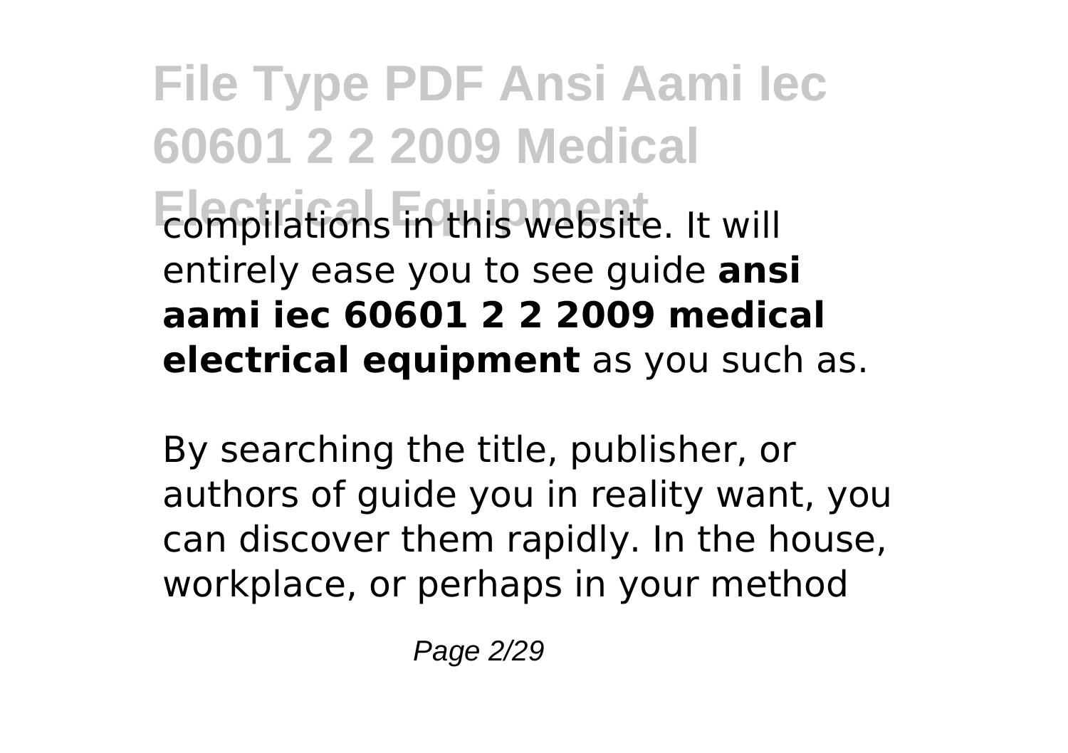compilations in this website. It will entirely ease you to see guide **ansi aami iec 60601 2 2 2009 medical electrical equipment** as you such as.

By searching the title, publisher, or authors of guide you in reality want, you can discover them rapidly. In the house, workplace, or perhaps in your method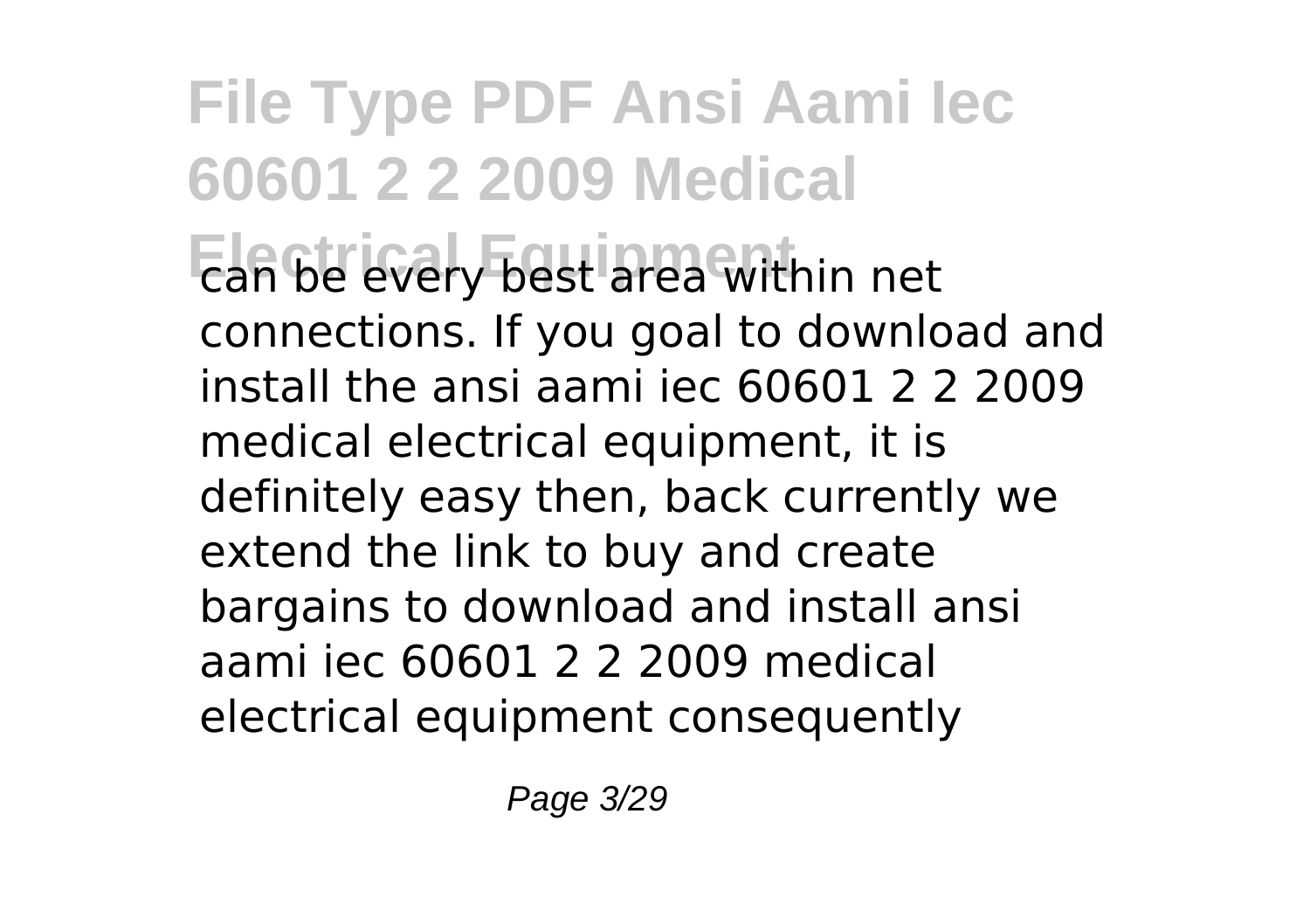can be every best area within net connections. If you goal to download and install the ansi aami iec 60601 2 2 2009 medical electrical equipment, it is definitely easy then, back currently we extend the link to buy and create bargains to download and install ansi aami iec 60601 2 2 2009 medical electrical equipment consequently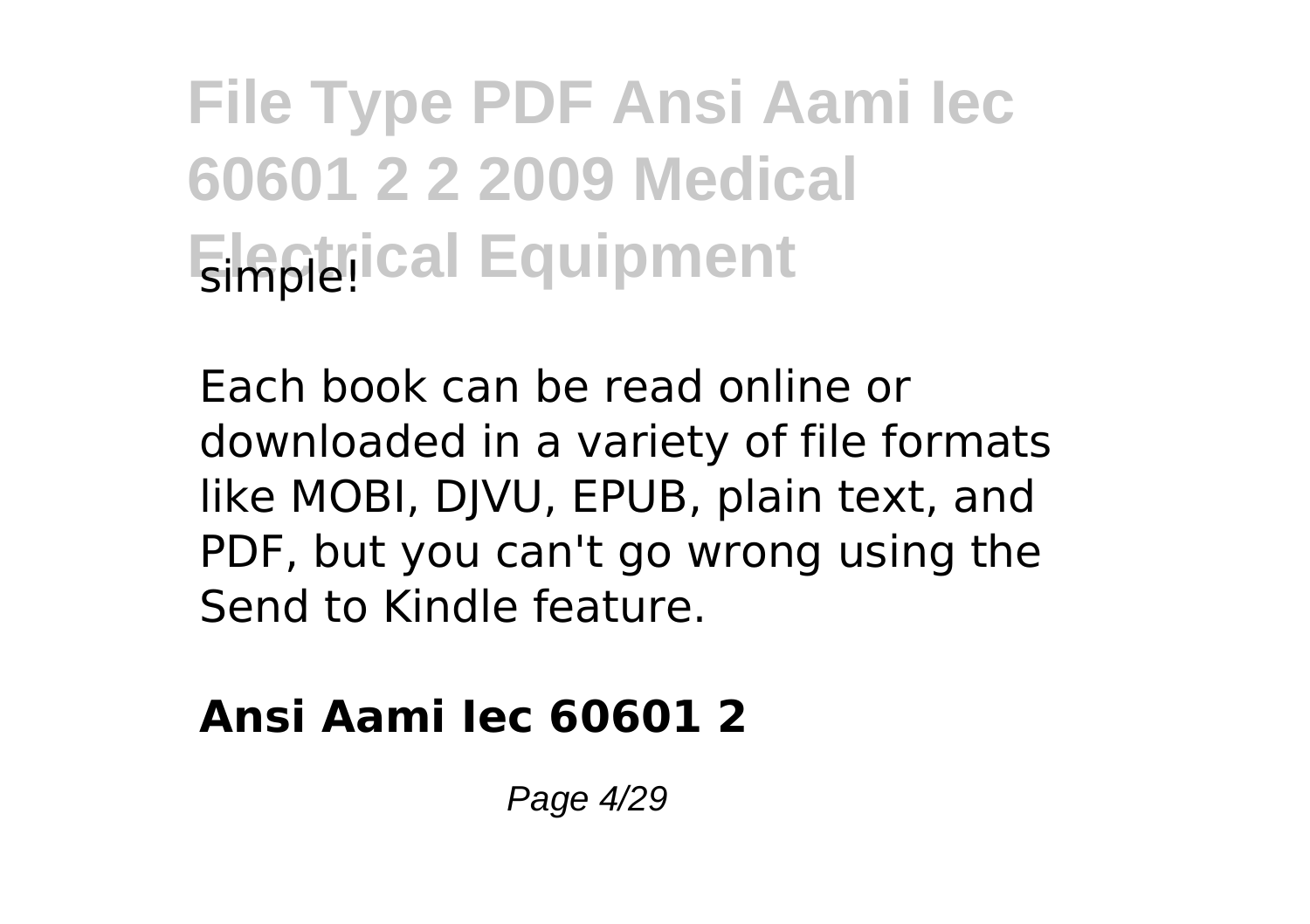simple!

Each book can be read online or downloaded in a variety of file formats like MOBI, DJVU, EPUB, plain text, and PDF, but you can't go wrong using the Send to Kindle feature.

**Ansi Aami Iec 60601 2**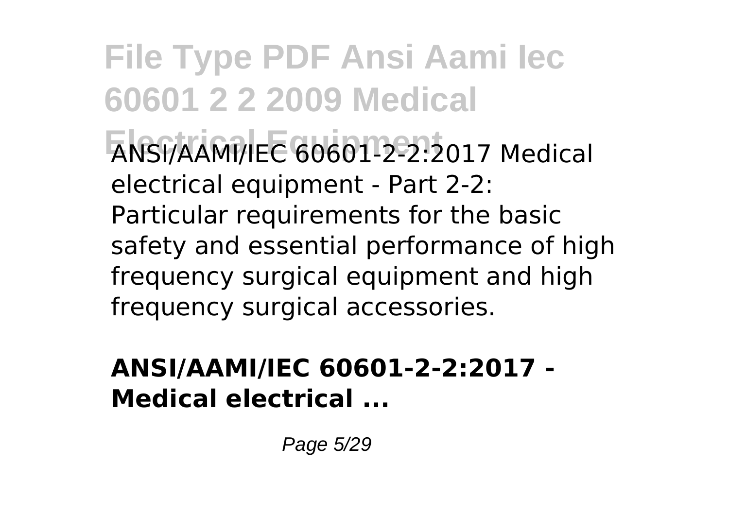ANSI/AAMI/IEC 60601-2-2:2017 Medical electrical equipment - Part 2-2: Particular requirements for the basic safety and essential performance of high frequency surgical equipment and high frequency surgical accessories.

**ANSI/AAMI/IEC 60601-2-2:2017 - Medical electrical ...**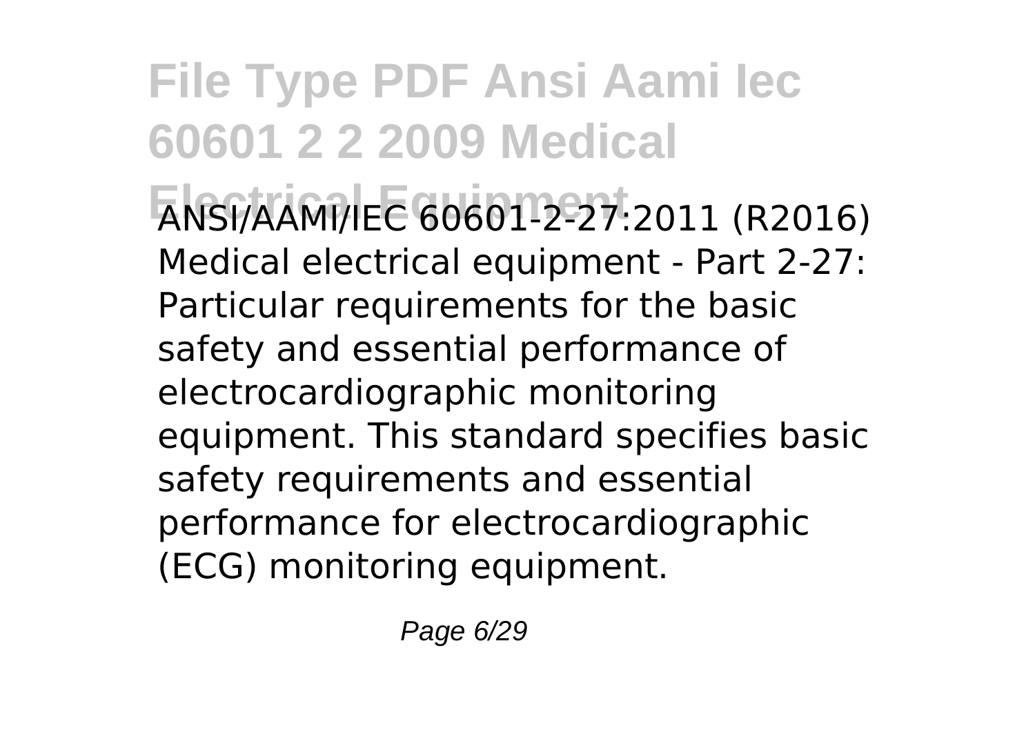ANSI/AAMI/IEC 60601-2-27:2011 (R2016) Medical electrical equipment - Part 2-27: Particular requirements for the basic safety and essential performance of electrocardiographic monitoring equipment. This standard specifies basic safety requirements and essential performance for electrocardiographic (ECG) monitoring equipment.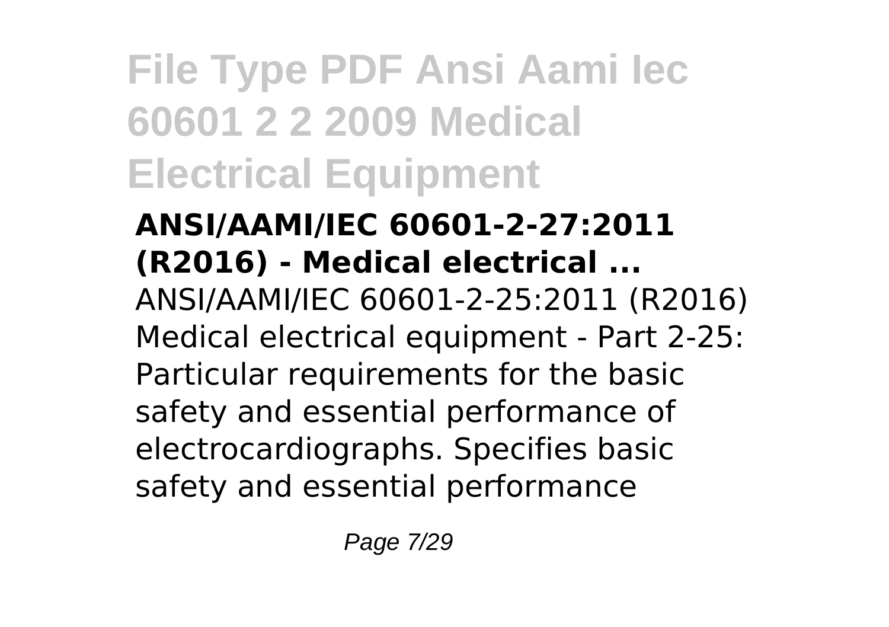**ANSI/AAMI/IEC 60601-2-27:2011 (R2016) - Medical electrical ...**

ANSI/AAMI/IEC 60601-2-25:2011 (R2016) Medical electrical equipment - Part 2-25: Particular requirements for the basic safety and essential performance of electrocardiographs. Specifies basic safety and essential performance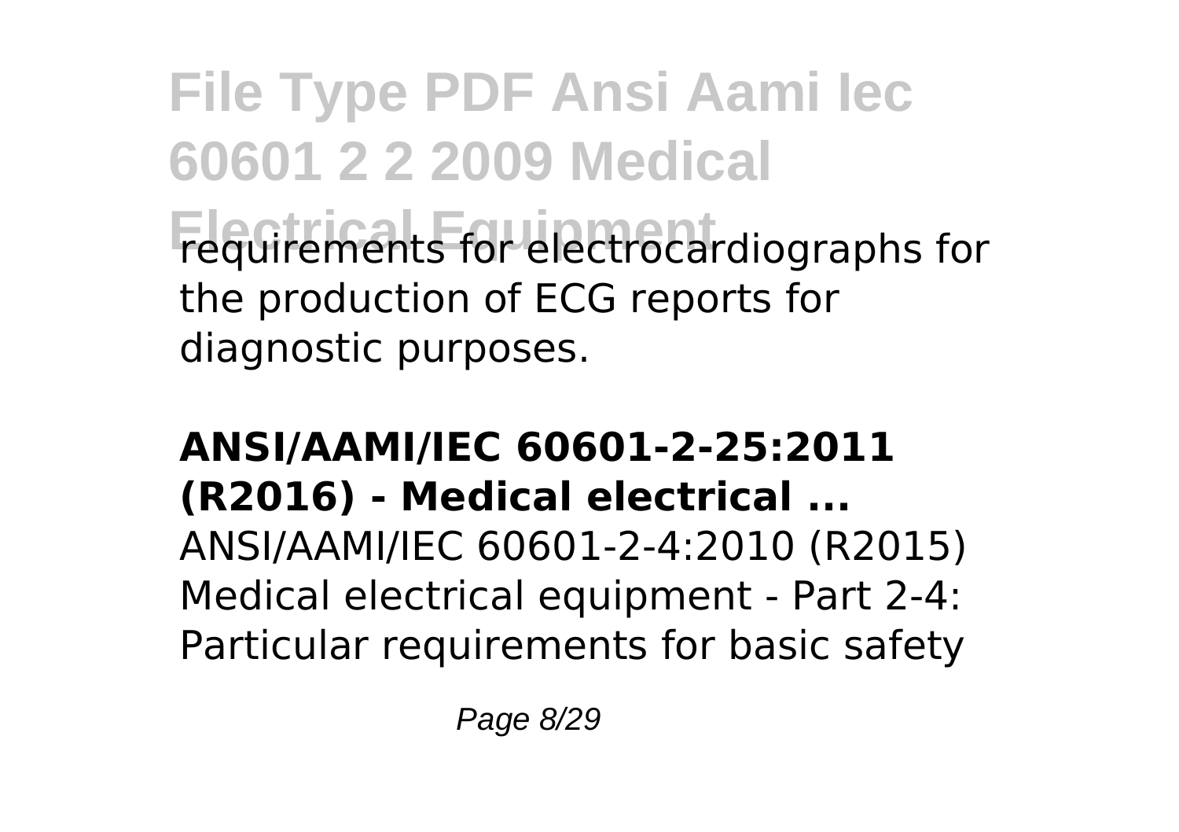requirements for electrocardiographs for the production of ECG reports for diagnostic purposes.

**ANSI/AAMI/IEC 60601-2-25:2011 (R2016) - Medical electrical ...**

ANSI/AAMI/IEC 60601-2-4:2010 (R2015) Medical electrical equipment - Part 2-4: Particular requirements for basic safety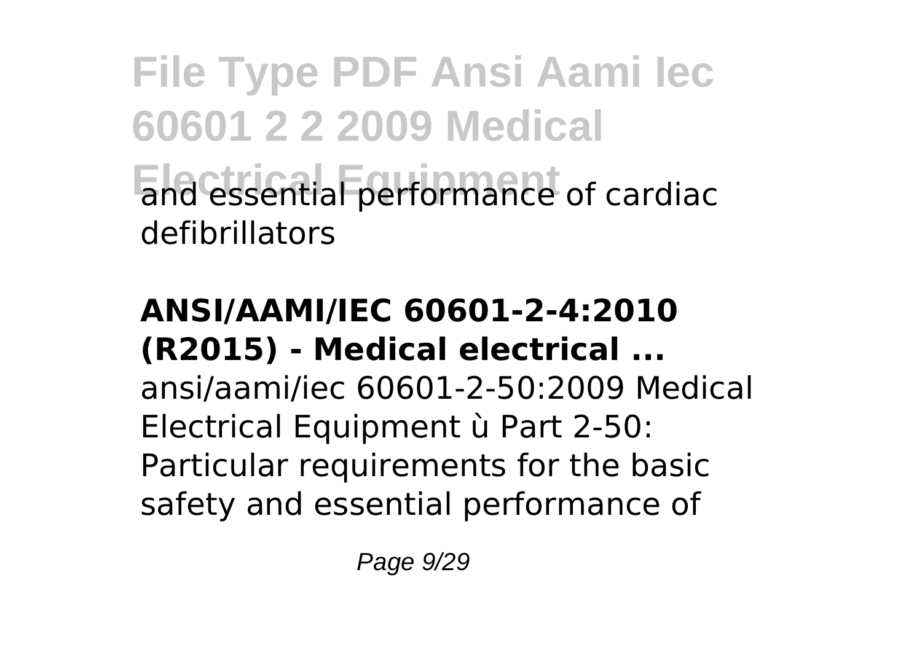and essential performance of cardiac defibrillators

**ANSI/AAMI/IEC 60601-2-4:2010 (R2015) - Medical electrical ...**

ansi/aami/iec 60601-2-50:2009 Medical Electrical Equipment ù Part 2-50: Particular requirements for the basic safety and essential performance of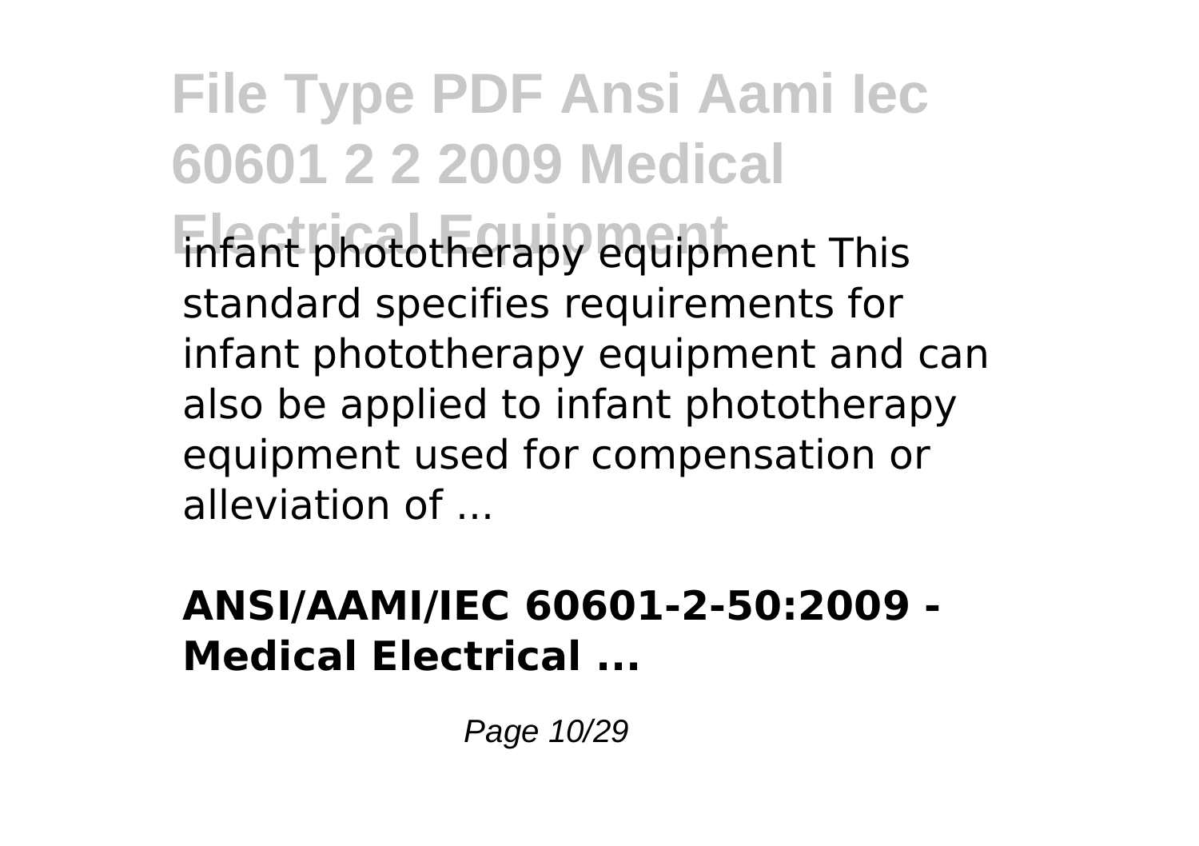infant phototherapy equipment This standard specifies requirements for infant phototherapy equipment and can also be applied to infant phototherapy equipment used for compensation or alleviation of ...

**ANSI/AAMI/IEC 60601-2-50:2009 - Medical Electrical ...**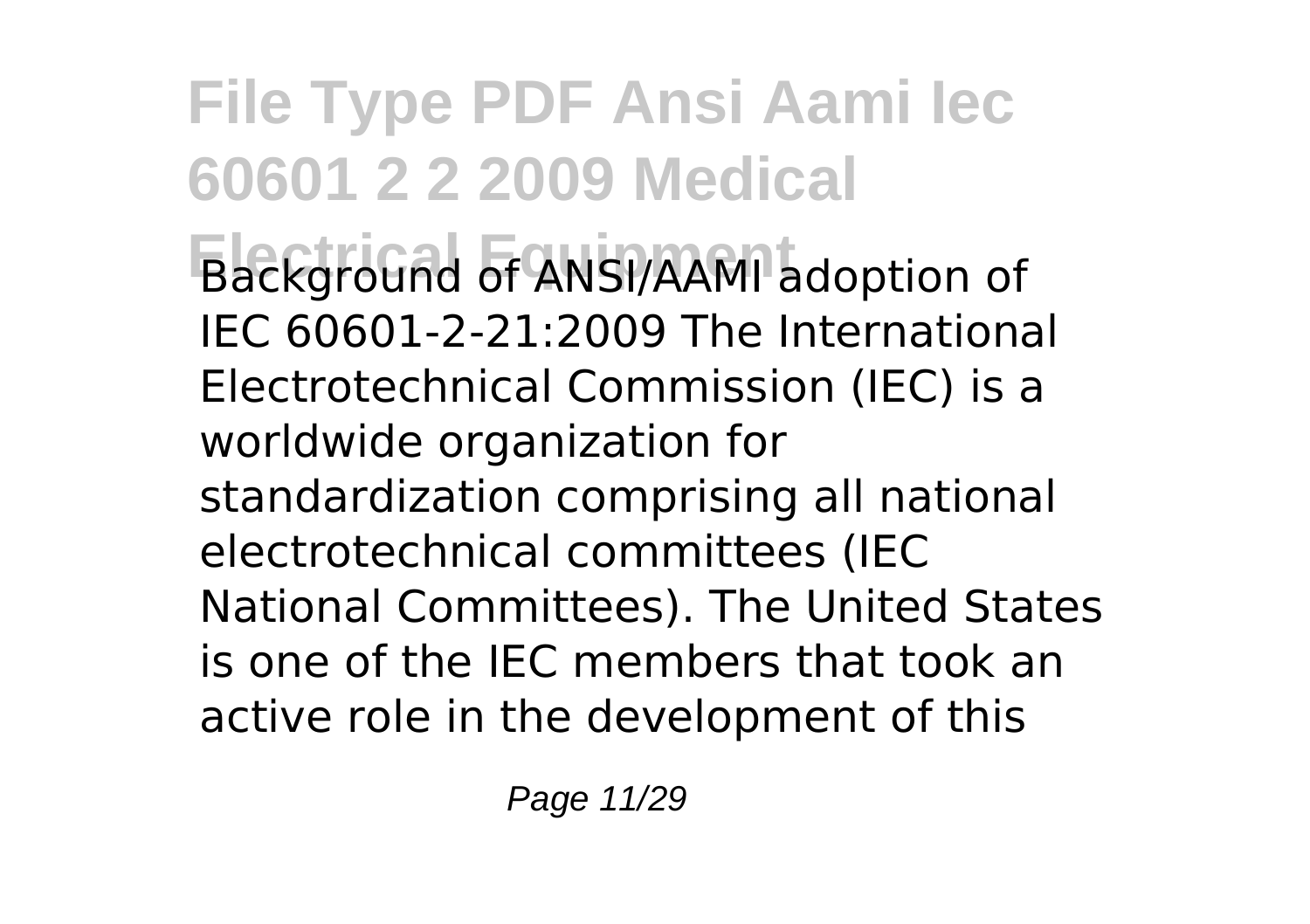Background of ANSI/AAMI adoption of IEC 60601-2-21:2009 The International Electrotechnical Commission (IEC) is a worldwide organization for standardization comprising all national electrotechnical committees (IEC National Committees). The United States is one of the IEC members that took an active role in the development of this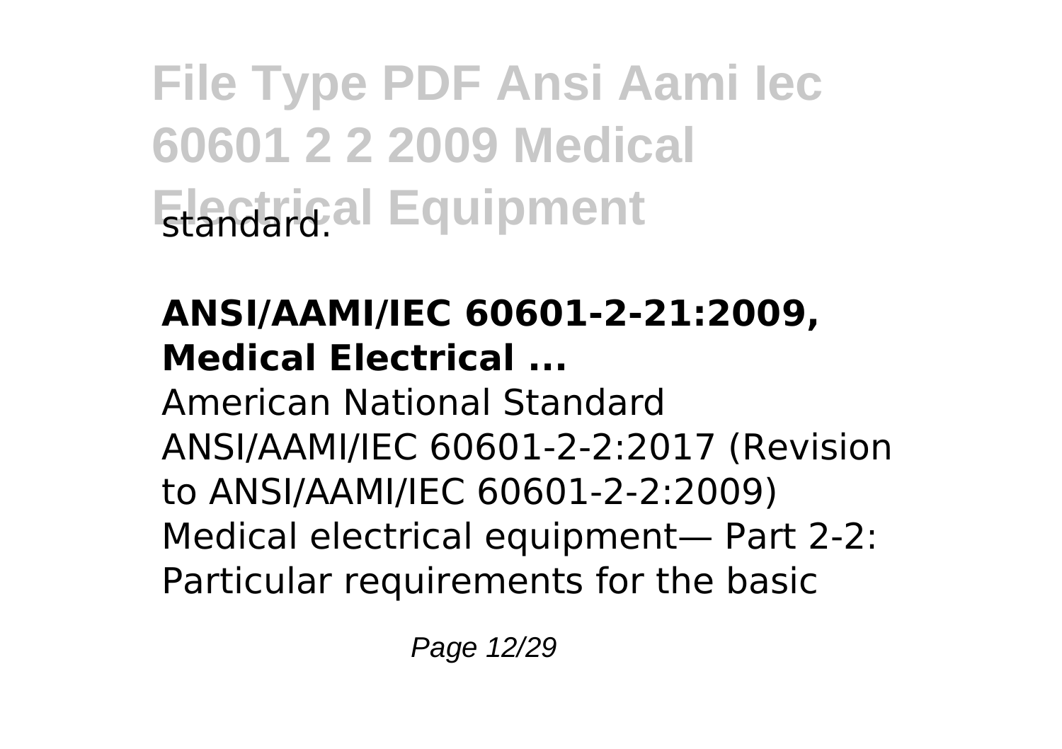# File Type PDF Ansi Aami Iec 60601 2 2 2009 Medical Electrical Equipment

standard.

**ANSI/AAMI/IEC 60601-2-21:2009, Medical Electrical ...**

American National Standard ANSI/AAMI/IEC 60601-2-2:2017 (Revision to ANSI/AAMI/IEC 60601-2-2:2009) Medical electrical equipment— Part 2-2: Particular requirements for the basic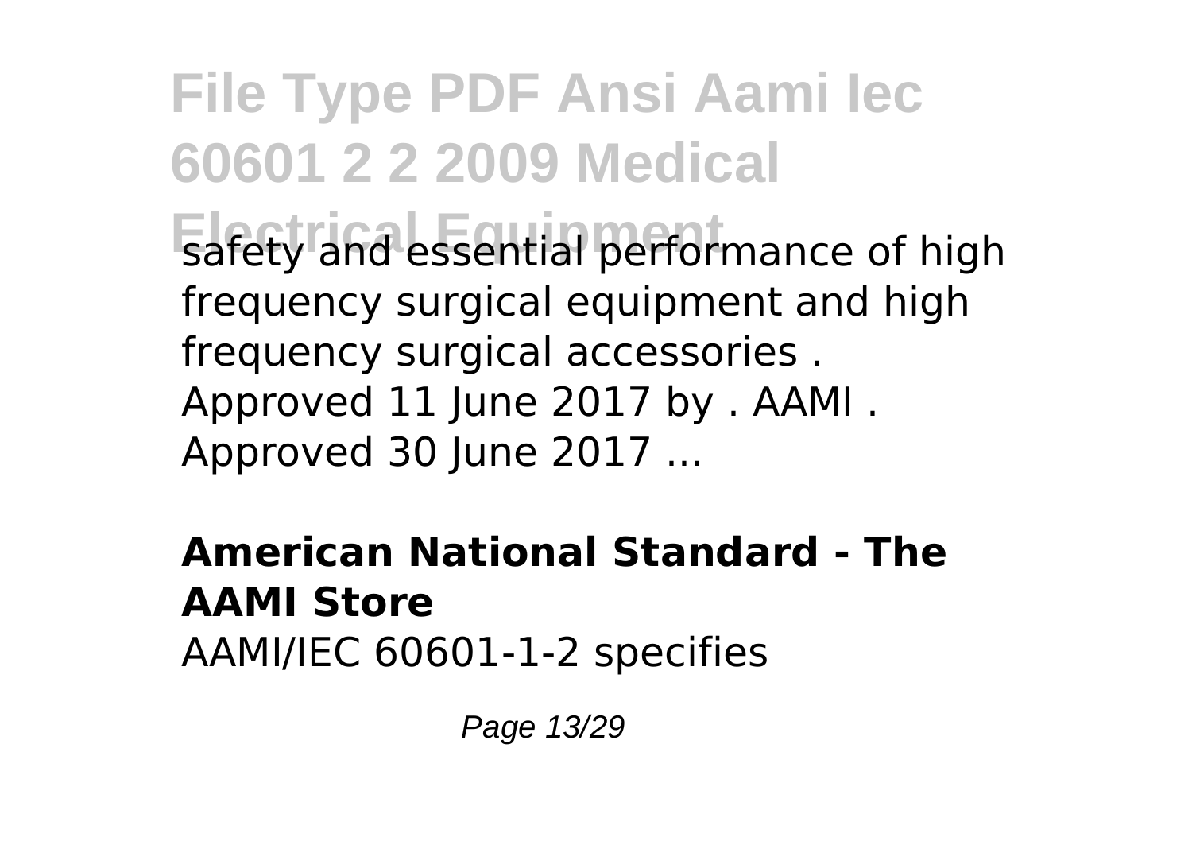safety and essential performance of high frequency surgical equipment and high frequency surgical accessories . Approved 11 June 2017 by . AAMI . Approved 30 June 2017 ...

**American National Standard - The AAMI Store**

AAMI/IEC 60601-1-2 specifies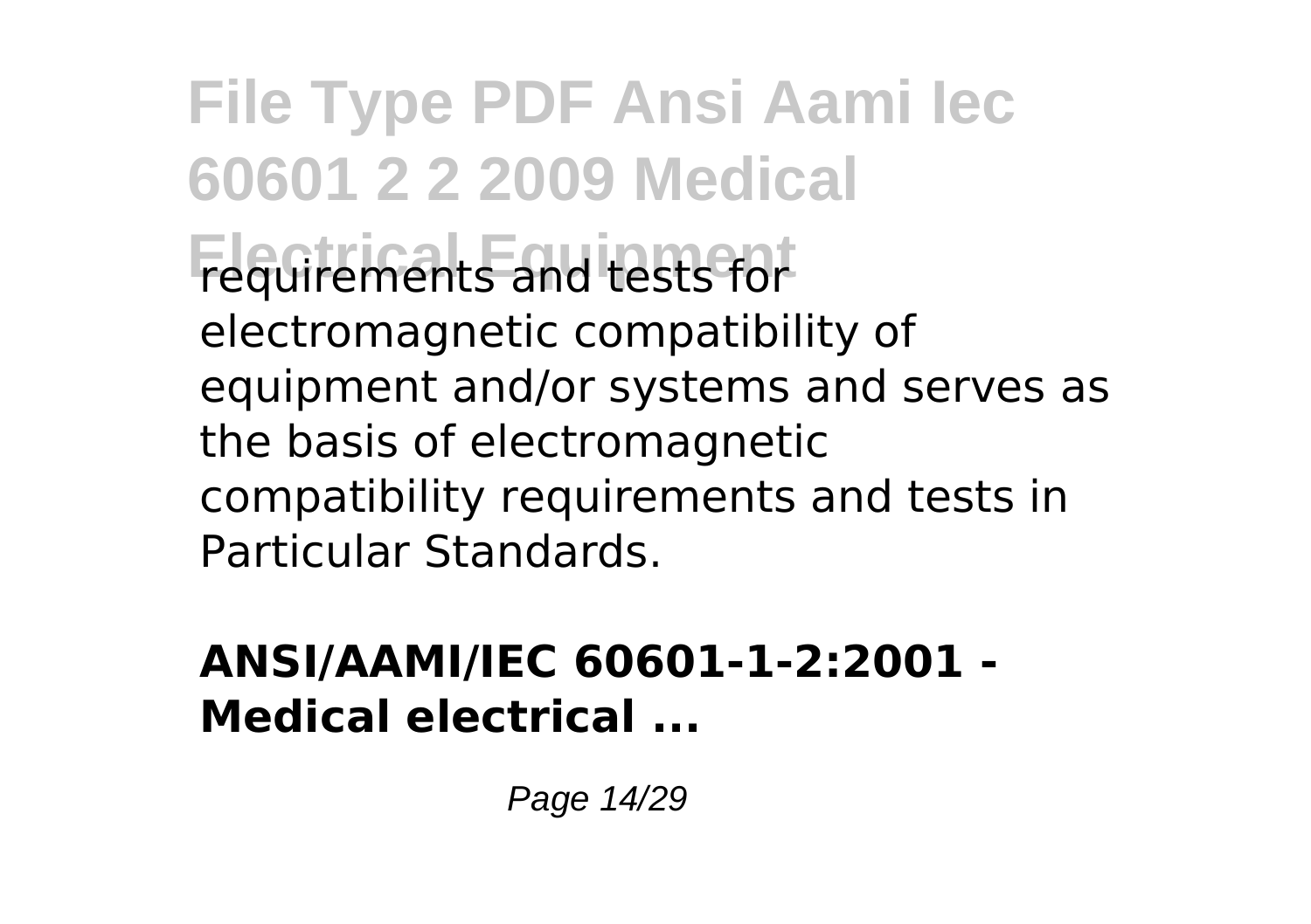requirements and tests for electromagnetic compatibility of equipment and/or systems and serves as the basis of electromagnetic compatibility requirements and tests in Particular Standards.

## ANSI/AAMI/IEC 60601-1-2:2001 - Medical electrical ...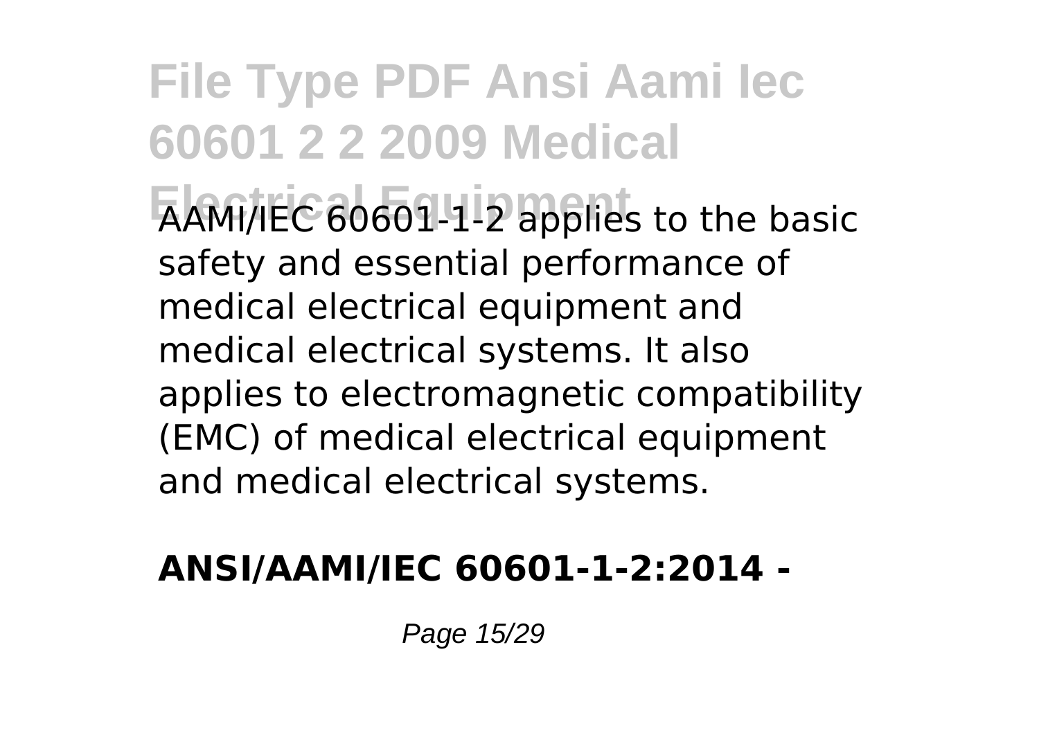AAMI/IEC 60601-1-2 applies to the basic safety and essential performance of medical electrical equipment and medical electrical systems. It also applies to electromagnetic compatibility (EMC) of medical electrical equipment and medical electrical systems.

**ANSI/AAMI/IEC 60601-1-2:2014 -**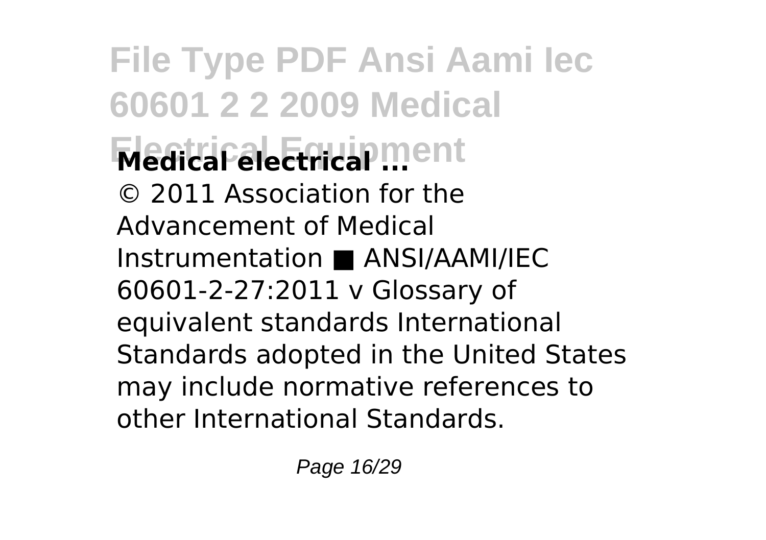**Medical electrical ...**

© 2011 Association for the Advancement of Medical Instrumentation ■ ANSI/AAMI/IEC 60601-2-27:2011 v Glossary of equivalent standards International Standards adopted in the United States may include normative references to other International Standards.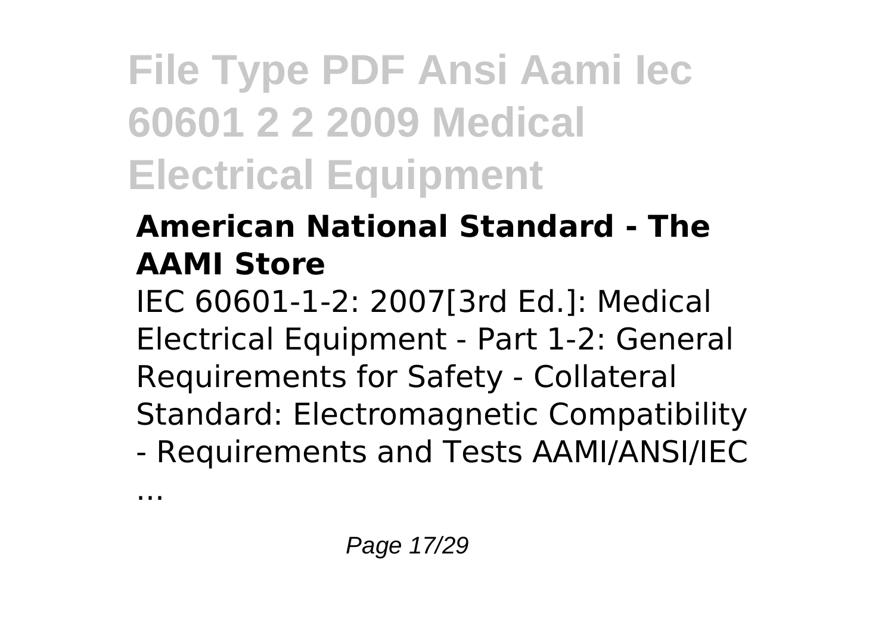# File Type PDF Ansi Aami Iec 60601 2 2 2009 Medical Electrical Equipment

### American National Standard - The AAMI Store

IEC 60601-1-2: 2007[3rd Ed.]: Medical Electrical Equipment - Part 1-2: General Requirements for Safety - Collateral Standard: Electromagnetic Compatibility - Requirements and Tests AAMI/ANSI/IEC ...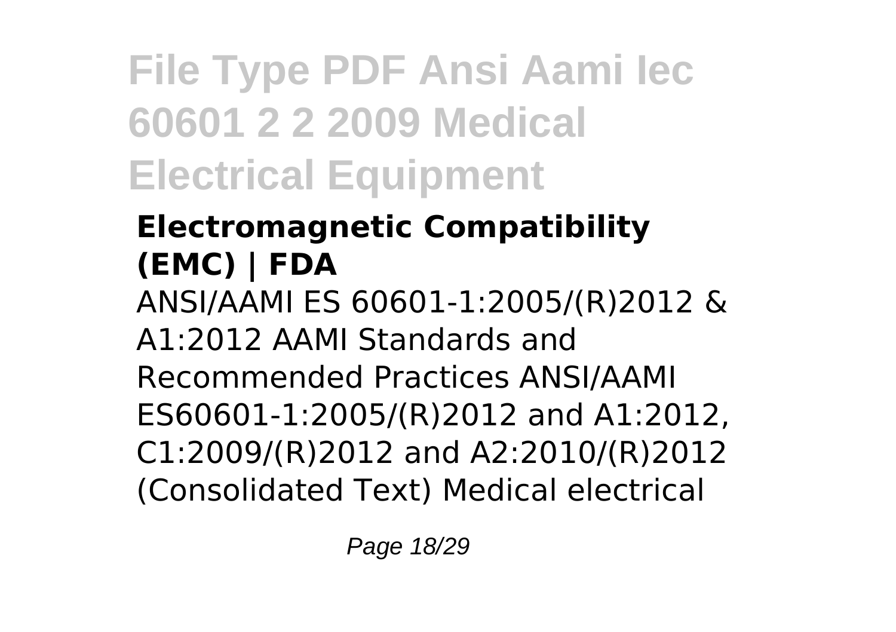**Electromagnetic Compatibility (EMC) | FDA**

ANSI/AAMI ES 60601-1:2005/(R)2012 & A1:2012 AAMI Standards and Recommended Practices ANSI/AAMI ES60601-1:2005/(R)2012 and A1:2012, C1:2009/(R)2012 and A2:2010/(R)2012 (Consolidated Text) Medical electrical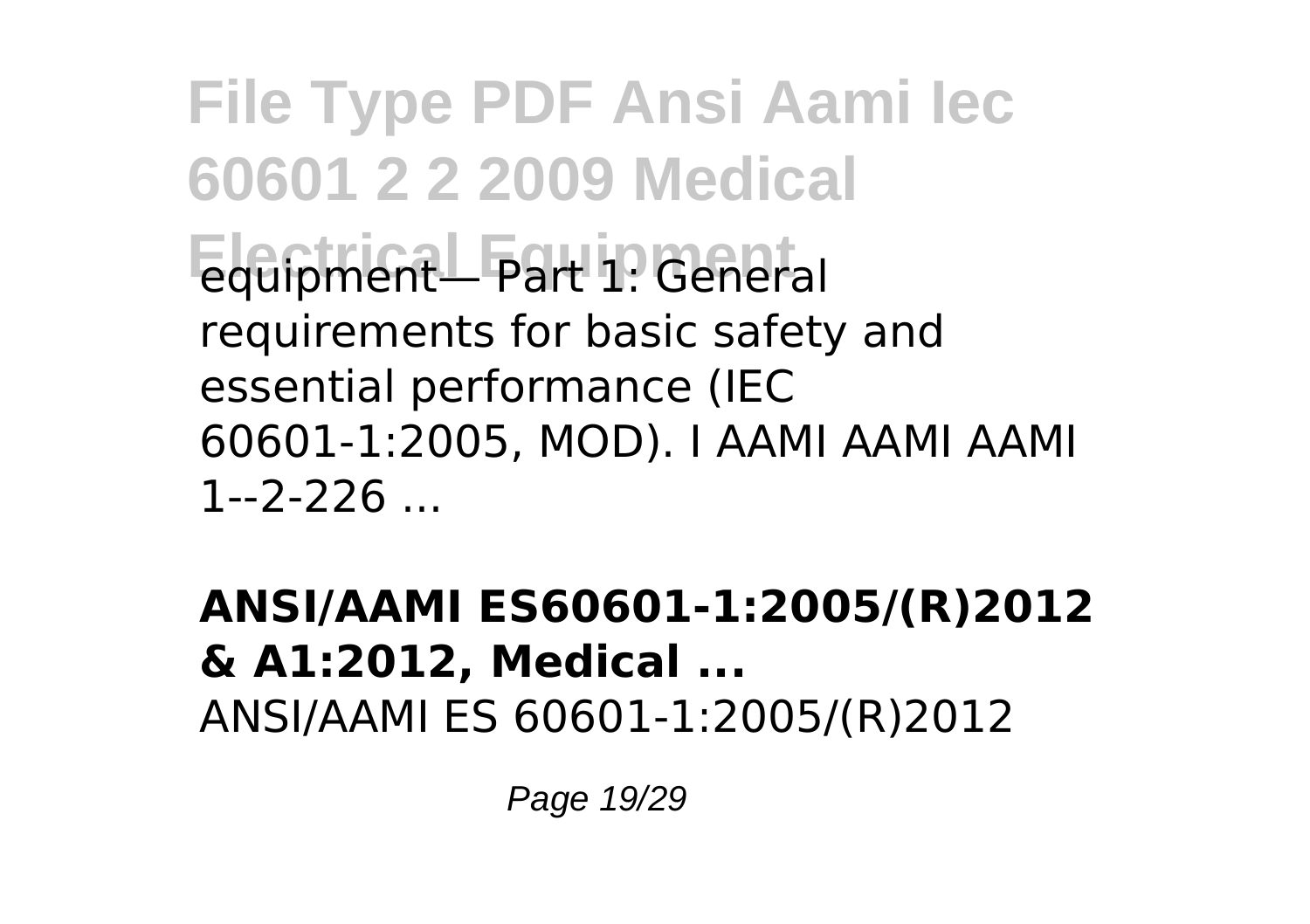equipment— Part 1: General requirements for basic safety and essential performance (IEC 60601-1:2005, MOD). I AAMI AAMI AAMI 1--2-226 ...

**ANSI/AAMI ES60601-1:2005/(R)2012 & A1:2012, Medical ...**

ANSI/AAMI ES 60601-1:2005/(R)2012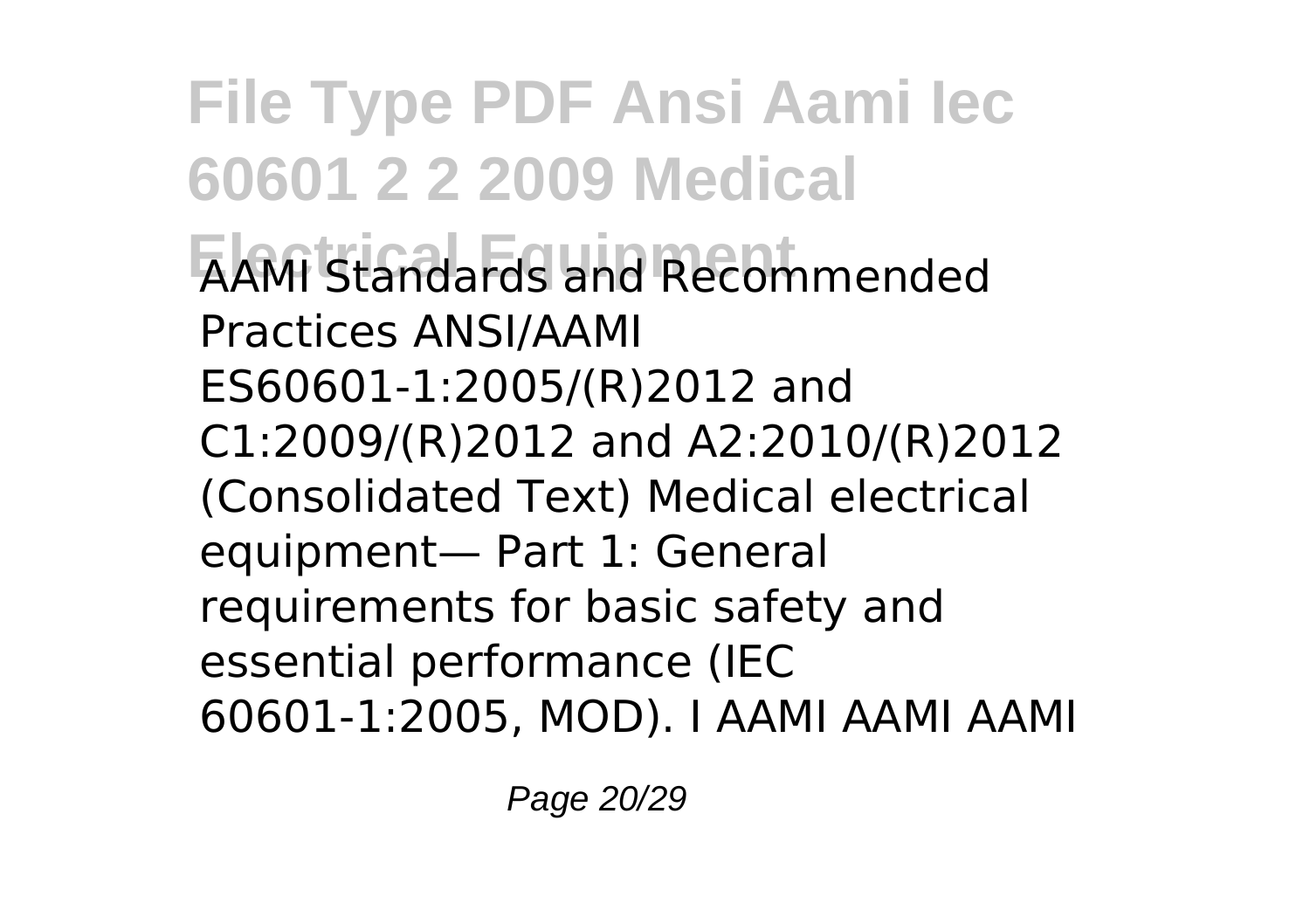AAMI Standards and Recommended Practices ANSI/AAMI ES60601-1:2005/(R)2012 and C1:2009/(R)2012 and A2:2010/(R)2012 (Consolidated Text) Medical electrical equipment— Part 1: General requirements for basic safety and essential performance (IEC 60601-1:2005, MOD). I AAMI AAMI AAMI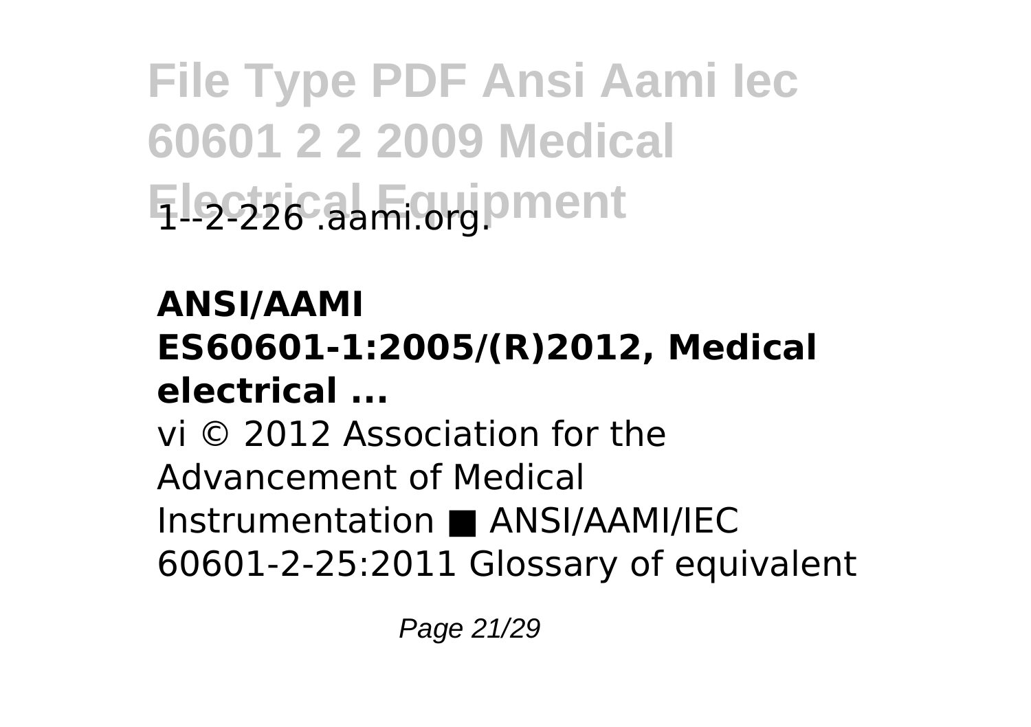1--2-226 .aami.org.

**ANSI/AAMI ES60601-1:2005/(R)2012, Medical electrical ...**

vi © 2012 Association for the Advancement of Medical Instrumentation ■ ANSI/AAMI/IEC 60601-2-25:2011 Glossary of equivalent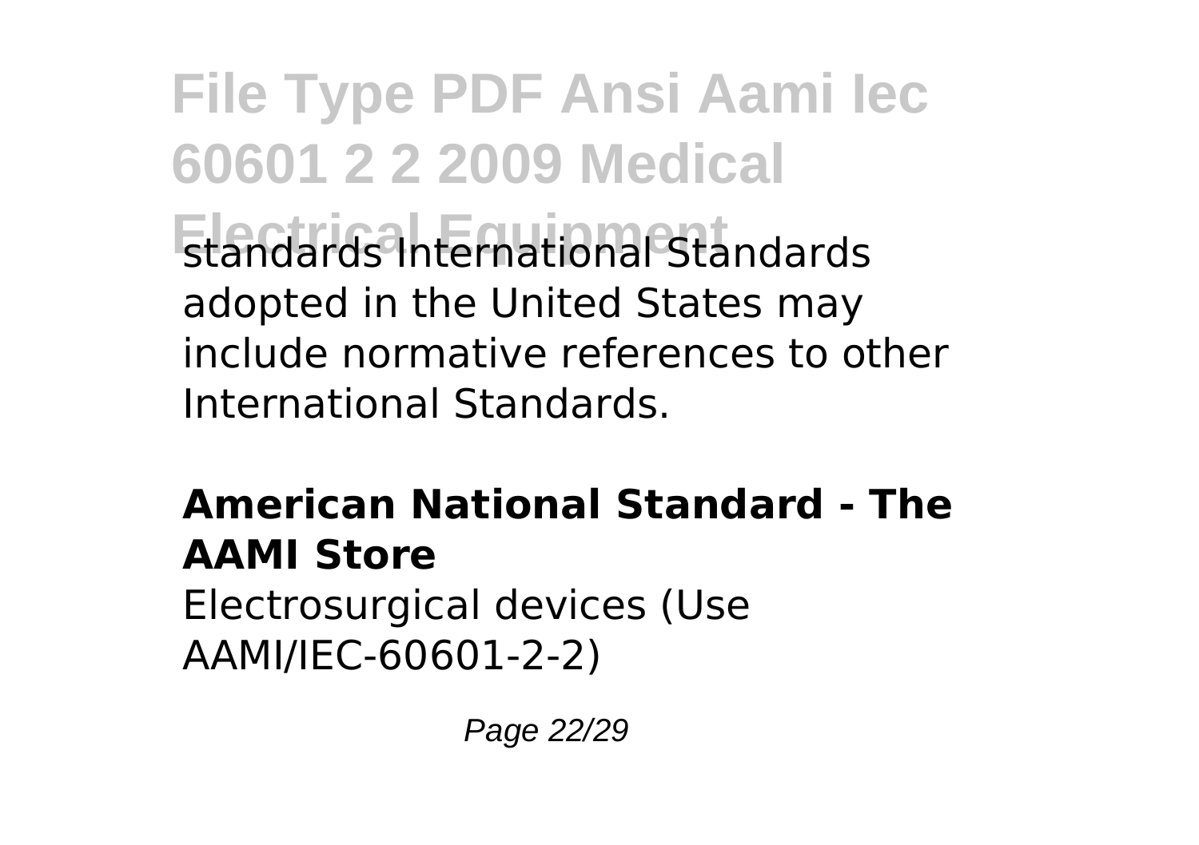standards International Standards adopted in the United States may include normative references to other International Standards.

**American National Standard - The AAMI Store**

Electrosurgical devices (Use AAMI/IEC-60601-2-2)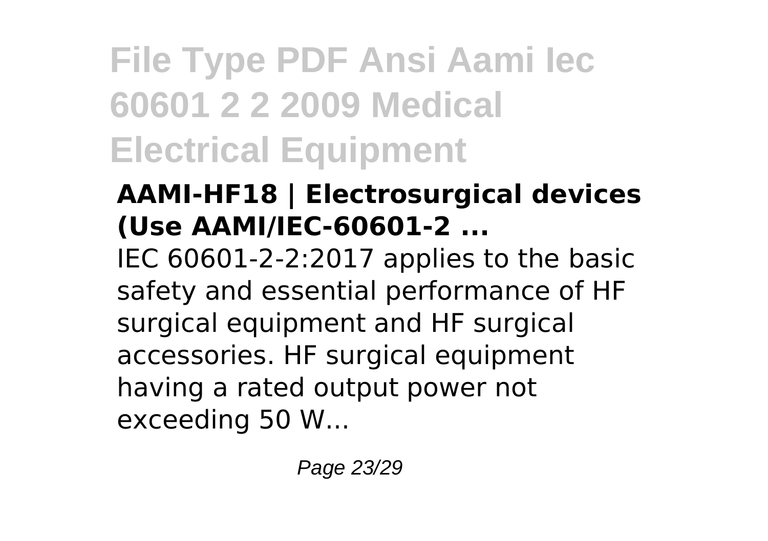# File Type PDF Ansi Aami Iec 60601 2 2 2009 Medical Electrical Equipment

### AAMI-HF18 | Electrosurgical devices (Use AAMI/IEC-60601-2 ...

IEC 60601-2-2:2017 applies to the basic safety and essential performance of HF surgical equipment and HF surgical accessories. HF surgical equipment having a rated output power not exceeding 50 W...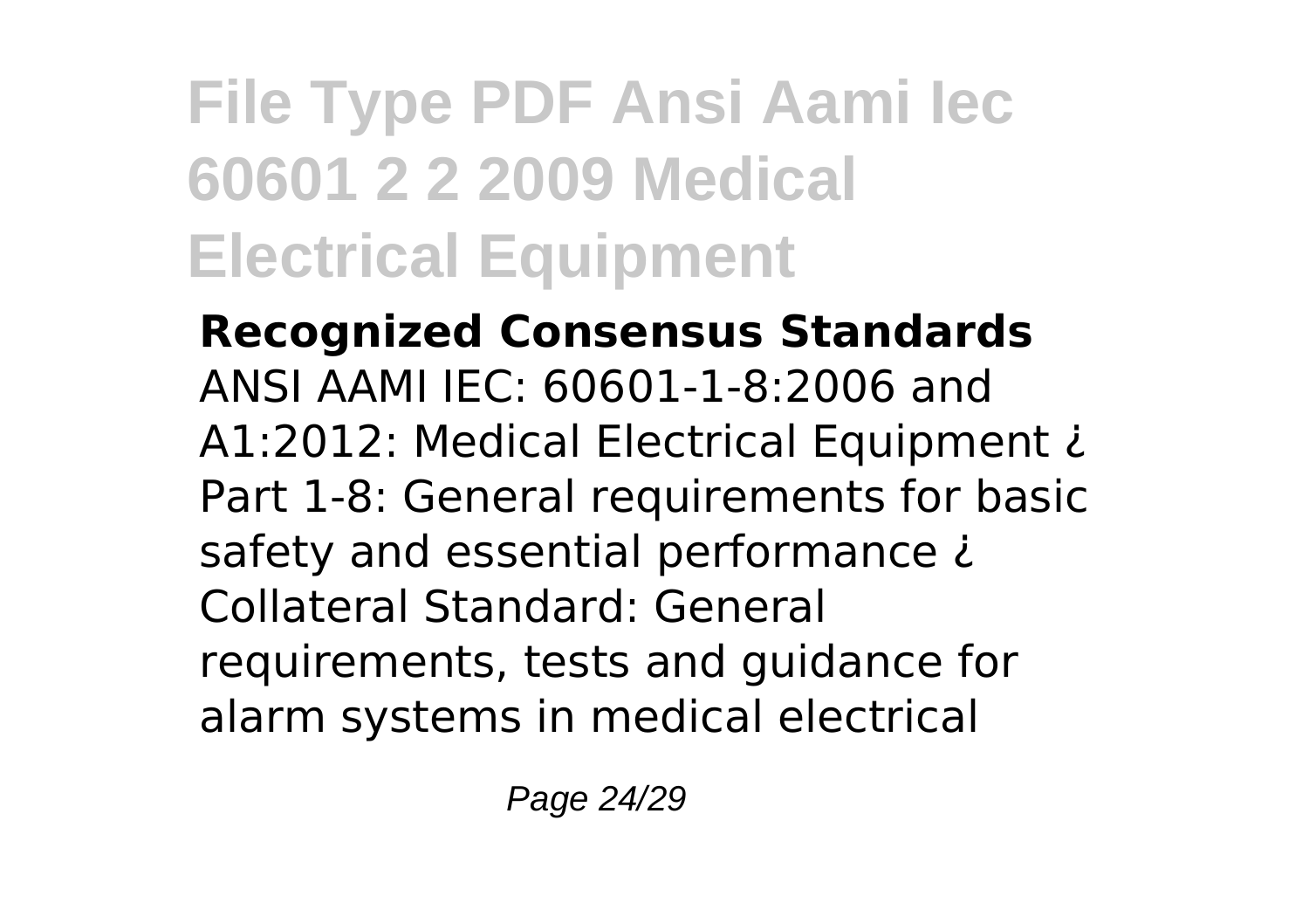# File Type PDF Ansi Aami Iec 60601 2 2 2009 Medical Electrical Equipment

**Recognized Consensus Standards**
ANSI AAMI IEC: 60601-1-8:2006 and A1:2012: Medical Electrical Equipment ¿ Part 1-8: General requirements for basic safety and essential performance ¿ Collateral Standard: General requirements, tests and guidance for alarm systems in medical electrical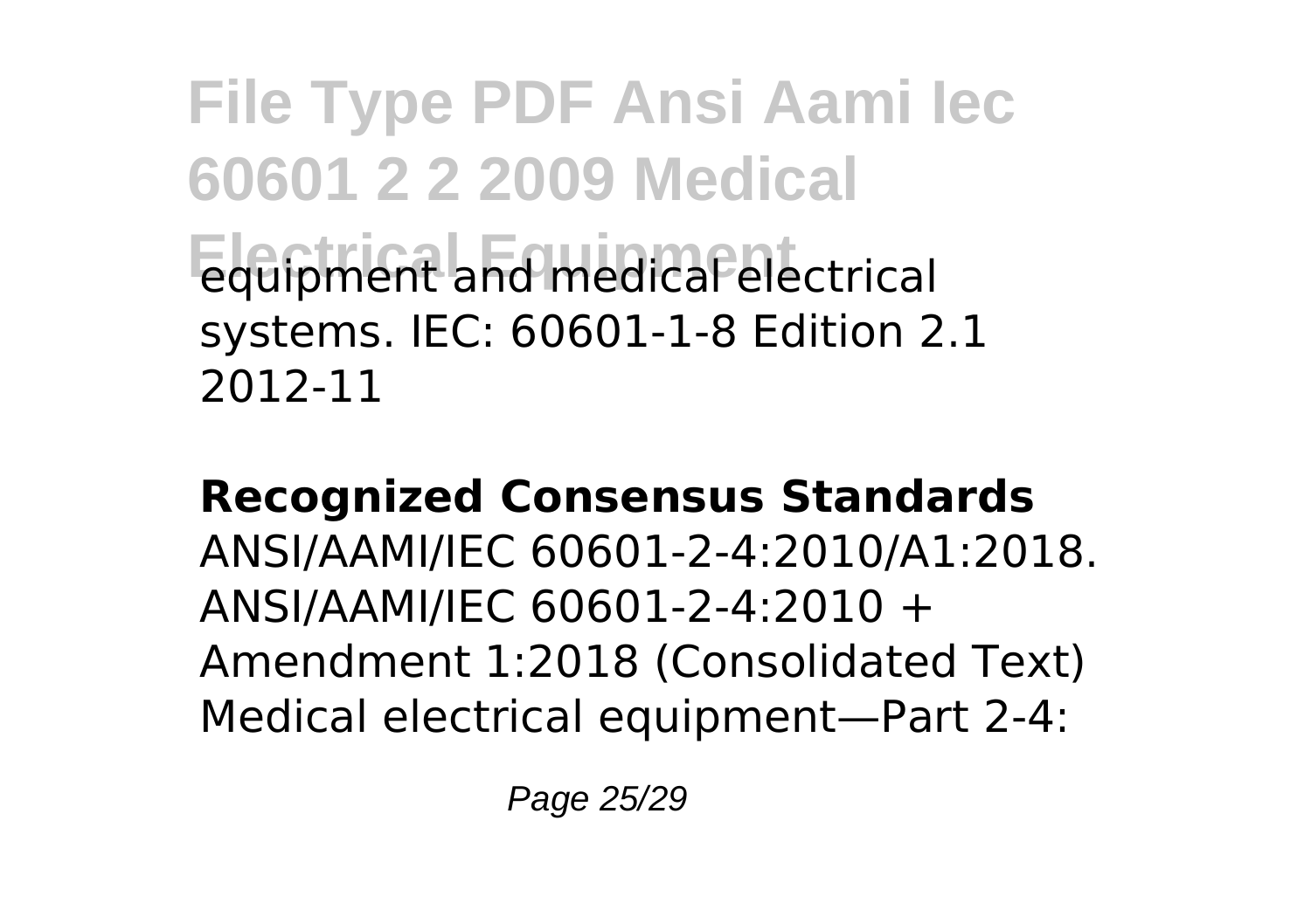equipment and medical electrical systems. IEC: 60601-1-8 Edition 2.1 2012-11

**Recognized Consensus Standards**

ANSI/AAMI/IEC 60601-2-4:2010/A1:2018. ANSI/AAMI/IEC 60601-2-4:2010 + Amendment 1:2018 (Consolidated Text) Medical electrical equipment—Part 2-4: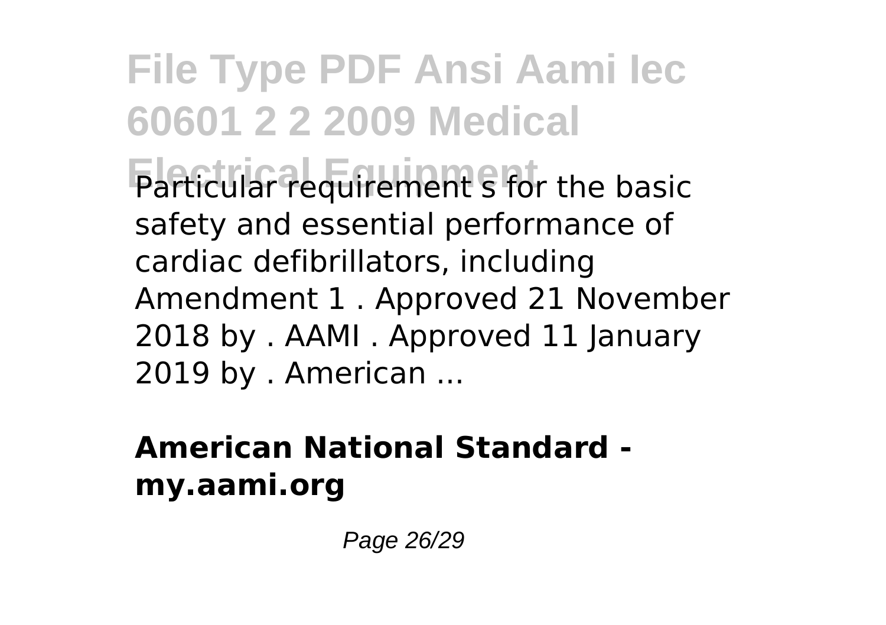Particular requirement s for the basic safety and essential performance of cardiac defibrillators, including Amendment 1 . Approved 21 November 2018 by . AAMI . Approved 11 January 2019 by . American ...

**American National Standard - my.aami.org**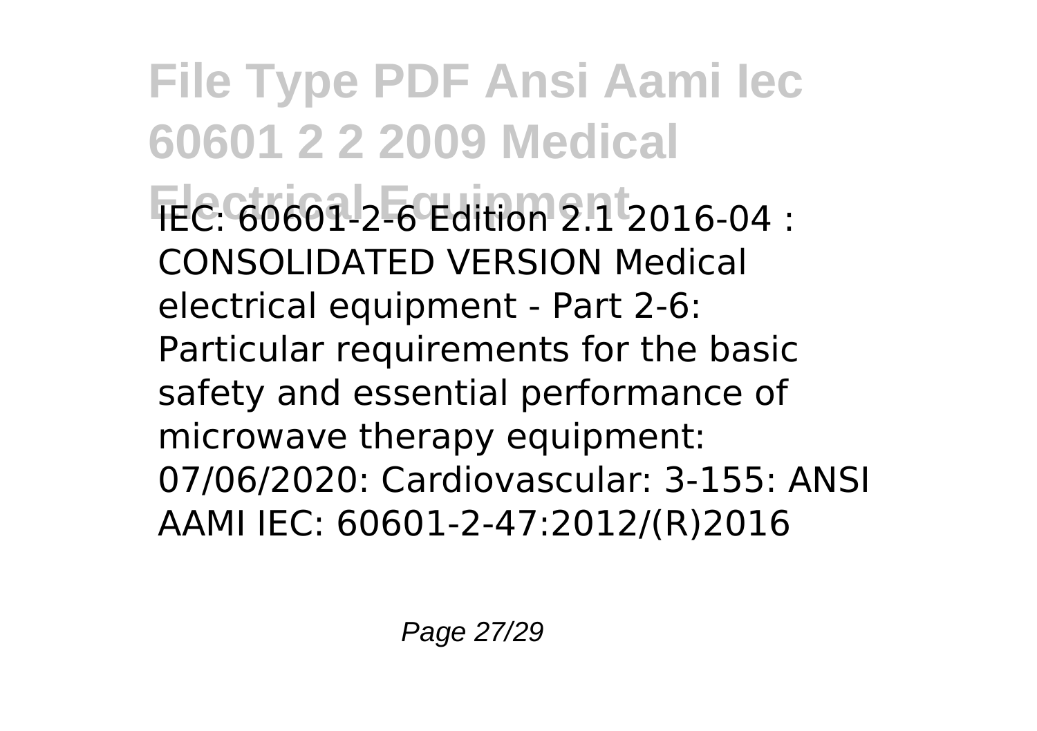IEC: 60601-2-6 Edition 2.1 2016-04 : CONSOLIDATED VERSION Medical electrical equipment - Part 2-6: Particular requirements for the basic safety and essential performance of microwave therapy equipment: 07/06/2020: Cardiovascular: 3-155: ANSI AAMI IEC: 60601-2-47:2012/(R)2016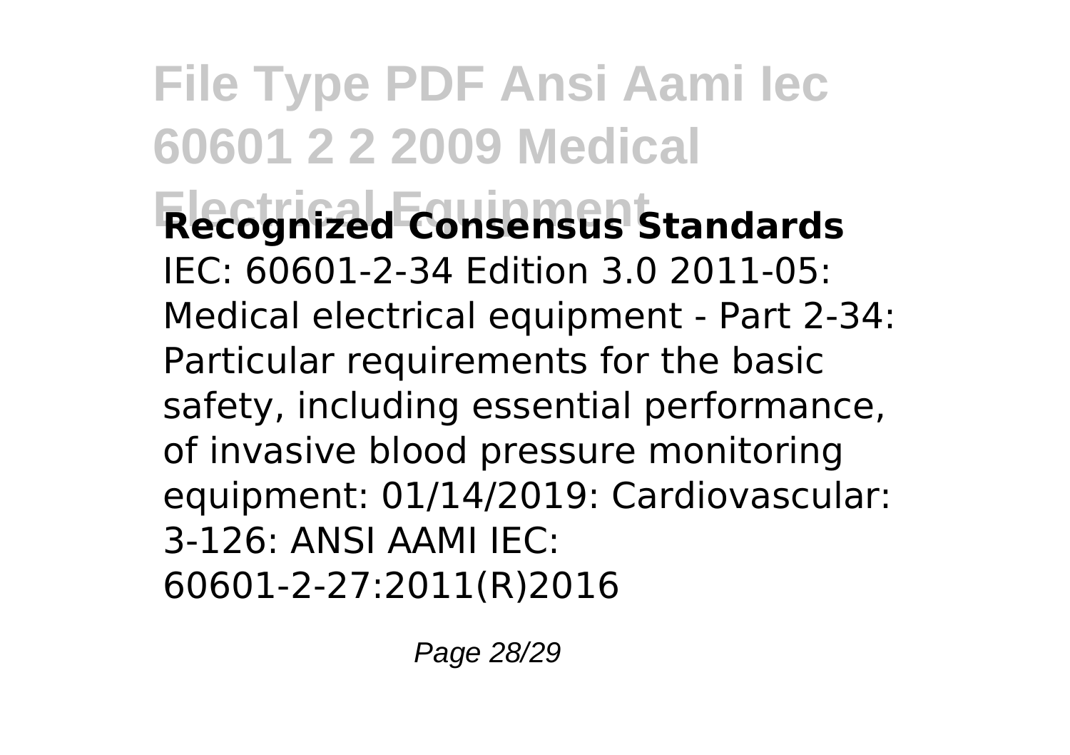**Recognized Consensus Standards**

IEC: 60601-2-34 Edition 3.0 2011-05: Medical electrical equipment - Part 2-34: Particular requirements for the basic safety, including essential performance, of invasive blood pressure monitoring equipment: 01/14/2019: Cardiovascular: 3-126: ANSI AAMI IEC: 60601-2-27:2011(R)2016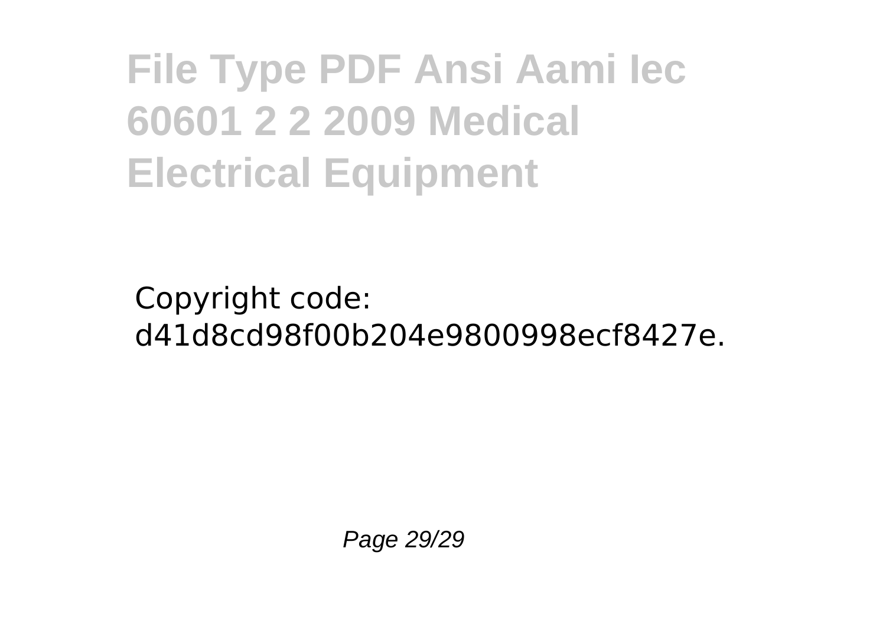Copyright code: d41d8cd98f00b204e9800998ecf8427e.